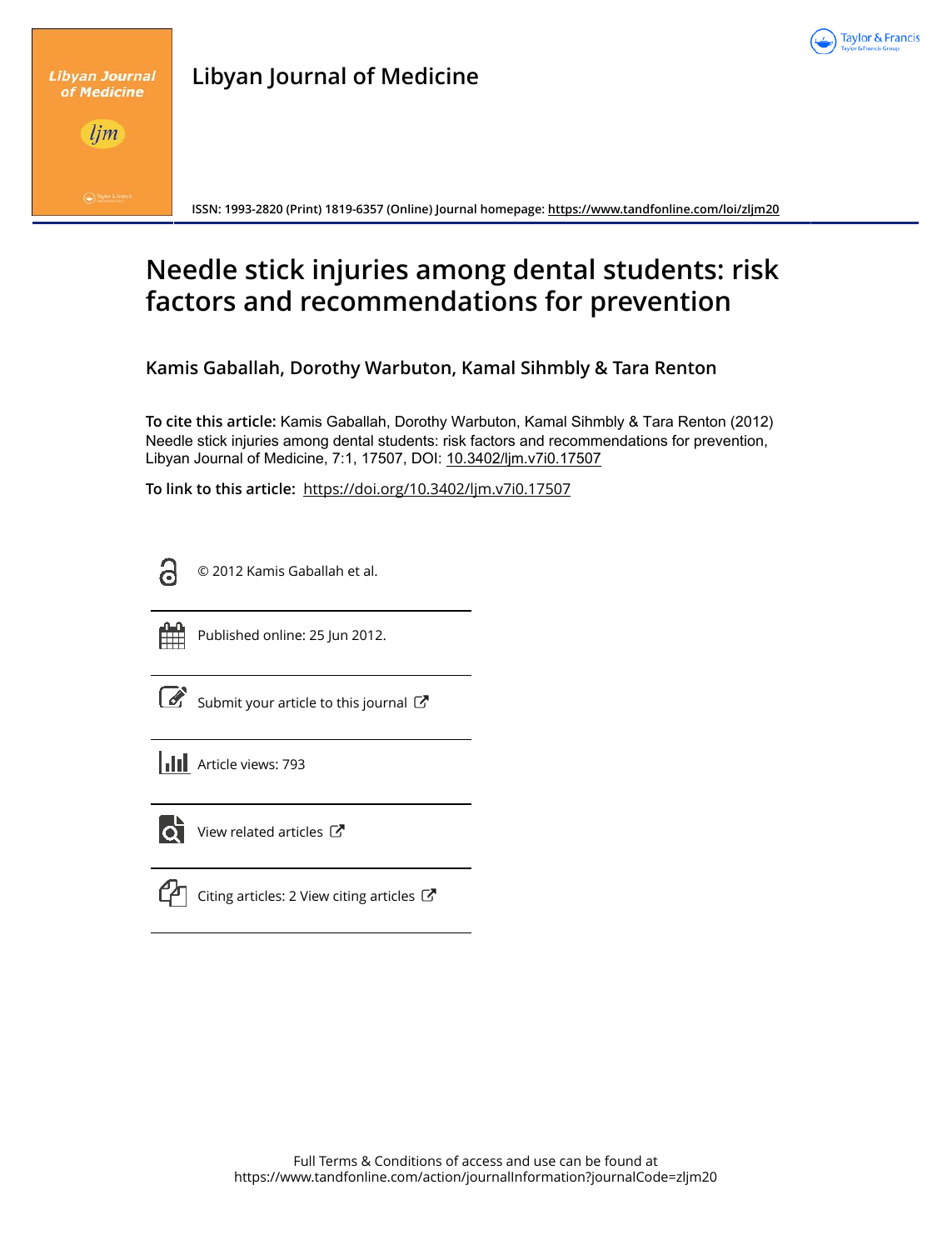# Needle stick injuries among dental students: risk factors and recommendations for prevention

**Kamis Gaballah, Dorothy Warbuton, Kamal Sihmbly & Tara Renton**

**To cite this article:** Kamis Gaballah, Dorothy Warbuton, Kamal Sihmbly & Tara Renton (2012) Needle stick injuries among dental students: risk factors and recommendations for prevention, Libyan Journal of Medicine, 7:1, 17507, DOI: 10.3402/ljm.v7i0.17507

**To link to this article:** https://doi.org/10.3402/ljm.v7i0.17507

© 2012 Kamis Gaballah et al.

Published online: 25 Jun 2012.

Submit your article to this journal

Article views: 793

View related articles

Citing articles: 2 View citing articles

Full Terms & Conditions of access and use can be found at https://www.tandfonline.com/action/journalInformation?journalCode=zljm20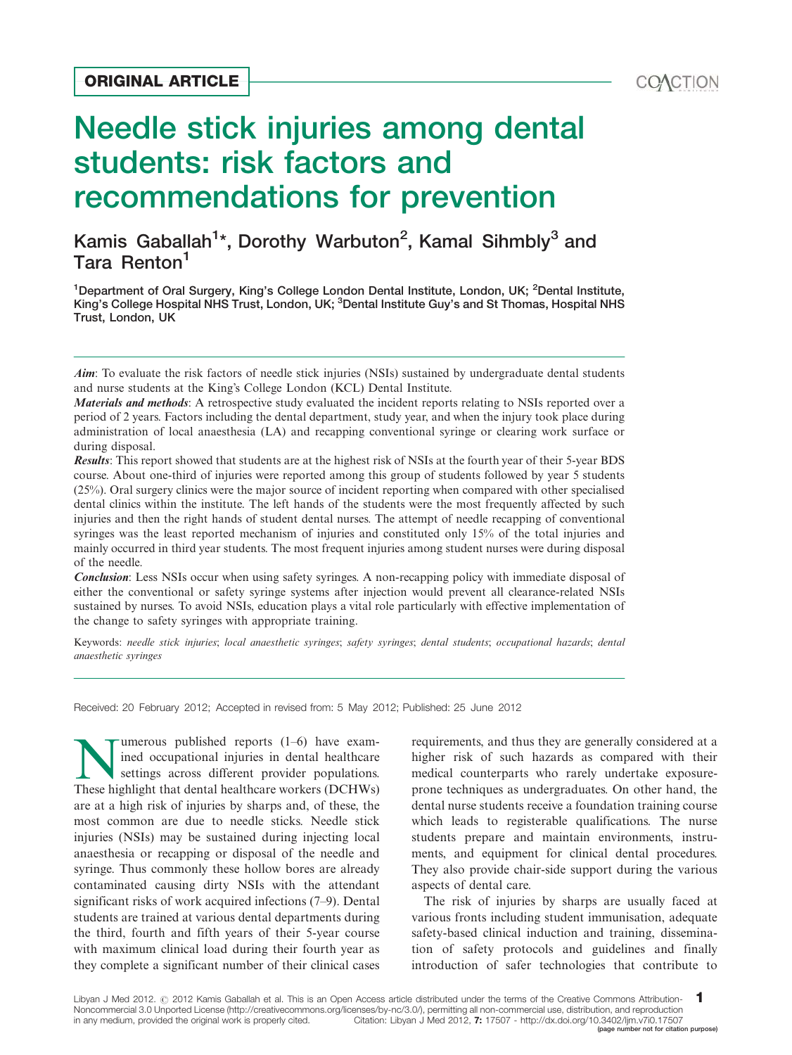**ORIGINAL ARTICLE**

# Needle stick injuries among dental students: risk factors and recommendations for prevention

Kamis Gaballah[1]*, Dorothy Warbuton[2], Kamal Sihmbly[3] and Tara Renton[1]

[1]Department of Oral Surgery, King's College London Dental Institute, London, UK; [2]Dental Institute, King's College Hospital NHS Trust, London, UK; [3]Dental Institute Guy's and St Thomas, Hospital NHS Trust, London, UK

***Aim***: To evaluate the risk factors of needle stick injuries (NSIs) sustained by undergraduate dental students and nurse students at the King's College London (KCL) Dental Institute.

***Materials and methods***: A retrospective study evaluated the incident reports relating to NSIs reported over a period of 2 years. Factors including the dental department, study year, and when the injury took place during administration of local anaesthesia (LA) and recapping conventional syringe or clearing work surface or during disposal.

***Results***: This report showed that students are at the highest risk of NSIs at the fourth year of their 5-year BDS course. About one-third of injuries were reported among this group of students followed by year 5 students (25%). Oral surgery clinics were the major source of incident reporting when compared with other specialised dental clinics within the institute. The left hands of the students were the most frequently affected by such injuries and then the right hands of student dental nurses. The attempt of needle recapping of conventional syringes was the least reported mechanism of injuries and constituted only 15% of the total injuries and mainly occurred in third year students. The most frequent injuries among student nurses were during disposal of the needle.

***Conclusion***: Less NSIs occur when using safety syringes. A non-recapping policy with immediate disposal of either the conventional or safety syringe systems after injection would prevent all clearance-related NSIs sustained by nurses. To avoid NSIs, education plays a vital role particularly with effective implementation of the change to safety syringes with appropriate training.

Keywords: *needle stick injuries*; *local anaesthetic syringes*; *safety syringes*; *dental students*; *occupational hazards*; *dental anaesthetic syringes*

Received: 20 February 2012; Accepted in revised from: 5 May 2012; Published: 25 June 2012

Numerous published reports (1–6) have examined occupational injuries in dental healthcare settings across different provider populations. These highlight that dental healthcare workers (DCHWs) are at a high risk of injuries by sharps and, of these, the most common are due to needle sticks. Needle stick injuries (NSIs) may be sustained during injecting local anaesthesia or recapping or disposal of the needle and syringe. Thus commonly these hollow bores are already contaminated causing dirty NSIs with the attendant significant risks of work acquired infections (7–9). Dental students are trained at various dental departments during the third, fourth and fifth years of their 5-year course with maximum clinical load during their fourth year as they complete a significant number of their clinical cases requirements, and thus they are generally considered at a higher risk of such hazards as compared with their medical counterparts who rarely undertake exposure-prone techniques as undergraduates. On other hand, the dental nurse students receive a foundation training course which leads to registerable qualifications. The nurse students prepare and maintain environments, instruments, and equipment for clinical dental procedures. They also provide chair-side support during the various aspects of dental care.

The risk of injuries by sharps are usually faced at various fronts including student immunisation, adequate safety-based clinical induction and training, dissemination of safety protocols and guidelines and finally introduction of safer technologies that contribute to

Libyan J Med 2012. © 2012 Kamis Gaballah et al. This is an Open Access article distributed under the terms of the Creative Commons Attribution-Noncommercial 3.0 Unported License (http://creativecommons.org/licenses/by-nc/3.0/), permitting all non-commercial use, distribution, and reproduction in any medium, provided the original work is properly cited. Citation: Libyan J Med 2012, 7: 17507 - http://dx.doi.org/10.3402/ljm.v7i0.17507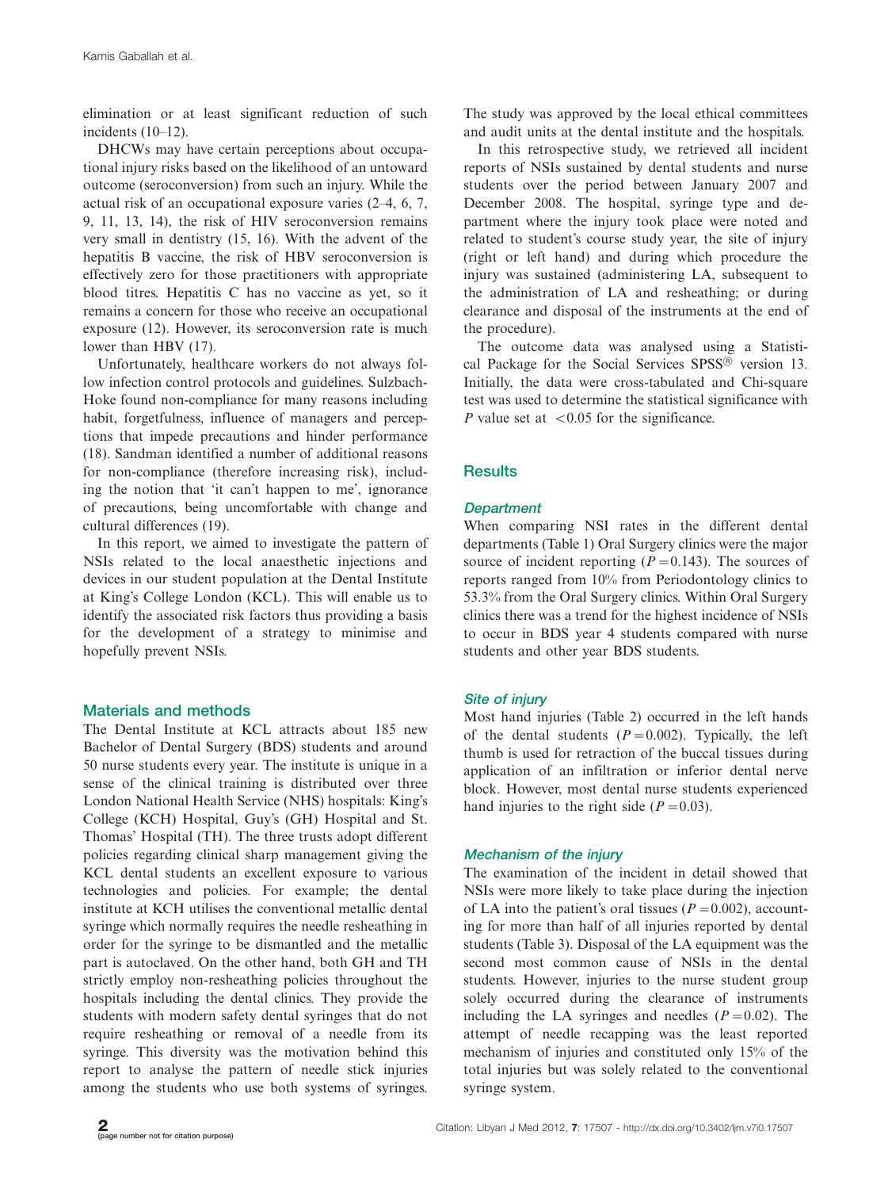elimination or at least significant reduction of such incidents (10–12).

DHCWs may have certain perceptions about occupational injury risks based on the likelihood of an untoward outcome (seroconversion) from such an injury. While the actual risk of an occupational exposure varies (2–4, 6, 7, 9, 11, 13, 14), the risk of HIV seroconversion remains very small in dentistry (15, 16). With the advent of the hepatitis B vaccine, the risk of HBV seroconversion is effectively zero for those practitioners with appropriate blood titres. Hepatitis C has no vaccine as yet, so it remains a concern for those who receive an occupational exposure (12). However, its seroconversion rate is much lower than HBV (17).

Unfortunately, healthcare workers do not always follow infection control protocols and guidelines. Sulzbach-Hoke found non-compliance for many reasons including habit, forgetfulness, influence of managers and perceptions that impede precautions and hinder performance (18). Sandman identified a number of additional reasons for non-compliance (therefore increasing risk), including the notion that 'it can't happen to me', ignorance of precautions, being uncomfortable with change and cultural differences (19).

In this report, we aimed to investigate the pattern of NSIs related to the local anaesthetic injections and devices in our student population at the Dental Institute at King's College London (KCL). This will enable us to identify the associated risk factors thus providing a basis for the development of a strategy to minimise and hopefully prevent NSIs.

## Materials and methods

The Dental Institute at KCL attracts about 185 new Bachelor of Dental Surgery (BDS) students and around 50 nurse students every year. The institute is unique in a sense of the clinical training is distributed over three London National Health Service (NHS) hospitals: King's College (KCH) Hospital, Guy's (GH) Hospital and St. Thomas' Hospital (TH). The three trusts adopt different policies regarding clinical sharp management giving the KCL dental students an excellent exposure to various technologies and policies. For example; the dental institute at KCH utilises the conventional metallic dental syringe which normally requires the needle resheathing in order for the syringe to be dismantled and the metallic part is autoclaved. On the other hand, both GH and TH strictly employ non-resheathing policies throughout the hospitals including the dental clinics. They provide the students with modern safety dental syringes that do not require resheathing or removal of a needle from its syringe. This diversity was the motivation behind this report to analyse the pattern of needle stick injuries among the students who use both systems of syringes. The study was approved by the local ethical committees and audit units at the dental institute and the hospitals.

In this retrospective study, we retrieved all incident reports of NSIs sustained by dental students and nurse students over the period between January 2007 and December 2008. The hospital, syringe type and department where the injury took place were noted and related to student's course study year, the site of injury (right or left hand) and during which procedure the injury was sustained (administering LA, subsequent to the administration of LA and resheathing; or during clearance and disposal of the instruments at the end of the procedure).

The outcome data was analysed using a Statistical Package for the Social Services SPSS® version 13. Initially, the data were cross-tabulated and Chi-square test was used to determine the statistical significance with $P$ value set at $<0.05$ for the significance.

## Results

### *Department*

When comparing NSI rates in the different dental departments (Table 1) Oral Surgery clinics were the major source of incident reporting ($P = 0.143$). The sources of reports ranged from 10% from Periodontology clinics to 53.3% from the Oral Surgery clinics. Within Oral Surgery clinics there was a trend for the highest incidence of NSIs to occur in BDS year 4 students compared with nurse students and other year BDS students.

### *Site of injury*

Most hand injuries (Table 2) occurred in the left hands of the dental students ($P = 0.002$). Typically, the left thumb is used for retraction of the buccal tissues during application of an infiltration or inferior dental nerve block. However, most dental nurse students experienced hand injuries to the right side ($P = 0.03$).

### *Mechanism of the injury*

The examination of the incident in detail showed that NSIs were more likely to take place during the injection of LA into the patient's oral tissues ($P = 0.002$), accounting for more than half of all injuries reported by dental students (Table 3). Disposal of the LA equipment was the second most common cause of NSIs in the dental students. However, injuries to the nurse student group solely occurred during the clearance of instruments including the LA syringes and needles ($P = 0.02$). The attempt of needle recapping was the least reported mechanism of injuries and constituted only 15% of the total injuries but was solely related to the conventional syringe system.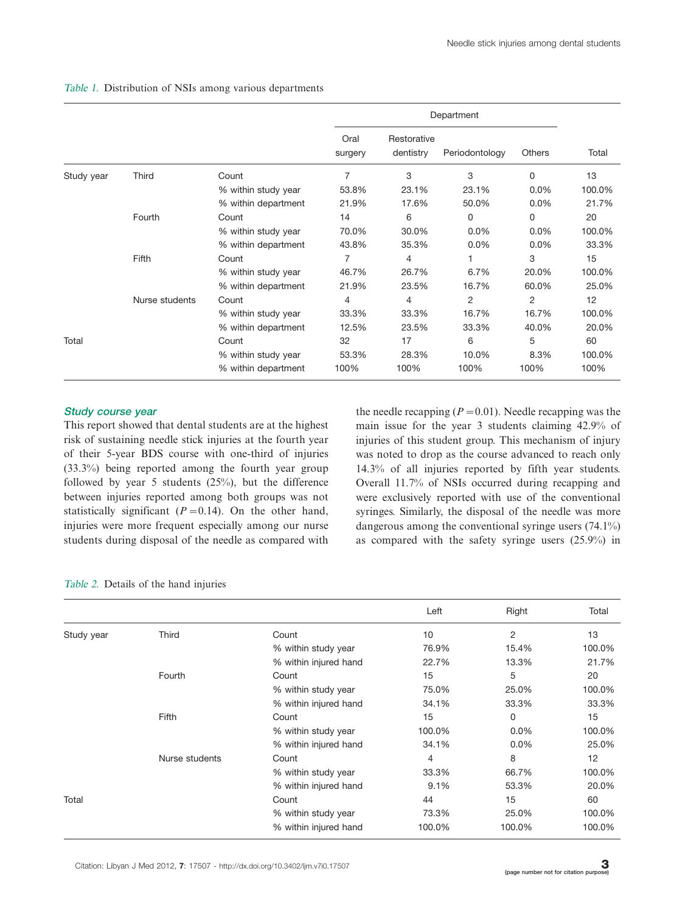*Table 1.* Distribution of NSIs among various departments

| | | | Department | | | | |
|---|---|---|---|---|---|---|---|
| | | | Oral surgery | Restorative dentistry | Periodontology | Others | Total |
| Study year | Third | Count | 7 | 3 | 3 | 0 | 13 |
| | | % within study year | 53.8% | 23.1% | 23.1% | 0.0% | 100.0% |
| | | % within department | 21.9% | 17.6% | 50.0% | 0.0% | 21.7% |
| | Fourth | Count | 14 | 6 | 0 | 0 | 20 |
| | | % within study year | 70.0% | 30.0% | 0.0% | 0.0% | 100.0% |
| | | % within department | 43.8% | 35.3% | 0.0% | 0.0% | 33.3% |
| | Fifth | Count | 7 | 4 | 1 | 3 | 15 |
| | | % within study year | 46.7% | 26.7% | 6.7% | 20.0% | 100.0% |
| | | % within department | 21.9% | 23.5% | 16.7% | 60.0% | 25.0% |
| | Nurse students | Count | 4 | 4 | 2 | 2 | 12 |
| | | % within study year | 33.3% | 33.3% | 16.7% | 16.7% | 100.0% |
| | | % within department | 12.5% | 23.5% | 33.3% | 40.0% | 20.0% |
| Total | | Count | 32 | 17 | 6 | 5 | 60 |
| | | % within study year | 53.3% | 28.3% | 10.0% | 8.3% | 100.0% |
| | | % within department | 100% | 100% | 100% | 100% | 100% |

### Study course year

This report showed that dental students are at the highest risk of sustaining needle stick injuries at the fourth year of their 5-year BDS course with one-third of injuries (33.3%) being reported among the fourth year group followed by year 5 students (25%), but the difference between injuries reported among both groups was not statistically significant ($P = 0.14$). On the other hand, injuries were more frequent especially among our nurse students during disposal of the needle as compared with the needle recapping ($P = 0.01$). Needle recapping was the main issue for the year 3 students claiming 42.9% of injuries of this student group. This mechanism of injury was noted to drop as the course advanced to reach only 14.3% of all injuries reported by fifth year students. Overall 11.7% of NSIs occurred during recapping and were exclusively reported with use of the conventional syringes. Similarly, the disposal of the needle was more dangerous among the conventional syringe users (74.1%) as compared with the safety syringe users (25.9%) in

*Table 2.* Details of the hand injuries

| | | | Left | Right | Total |
|---|---|---|---|---|---|
| Study year | Third | Count | 10 | 2 | 13 |
| | | % within study year | 76.9% | 15.4% | 100.0% |
| | | % within injured hand | 22.7% | 13.3% | 21.7% |
| | Fourth | Count | 15 | 5 | 20 |
| | | % within study year | 75.0% | 25.0% | 100.0% |
| | | % within injured hand | 34.1% | 33.3% | 33.3% |
| | Fifth | Count | 15 | 0 | 15 |
| | | % within study year | 100.0% | 0.0% | 100.0% |
| | | % within injured hand | 34.1% | 0.0% | 25.0% |
| | Nurse students | Count | 4 | 8 | 12 |
| | | % within study year | 33.3% | 66.7% | 100.0% |
| | | % within injured hand | 9.1% | 53.3% | 20.0% |
| Total | | Count | 44 | 15 | 60 |
| | | % within study year | 73.3% | 25.0% | 100.0% |
| | | % within injured hand | 100.0% | 100.0% | 100.0% |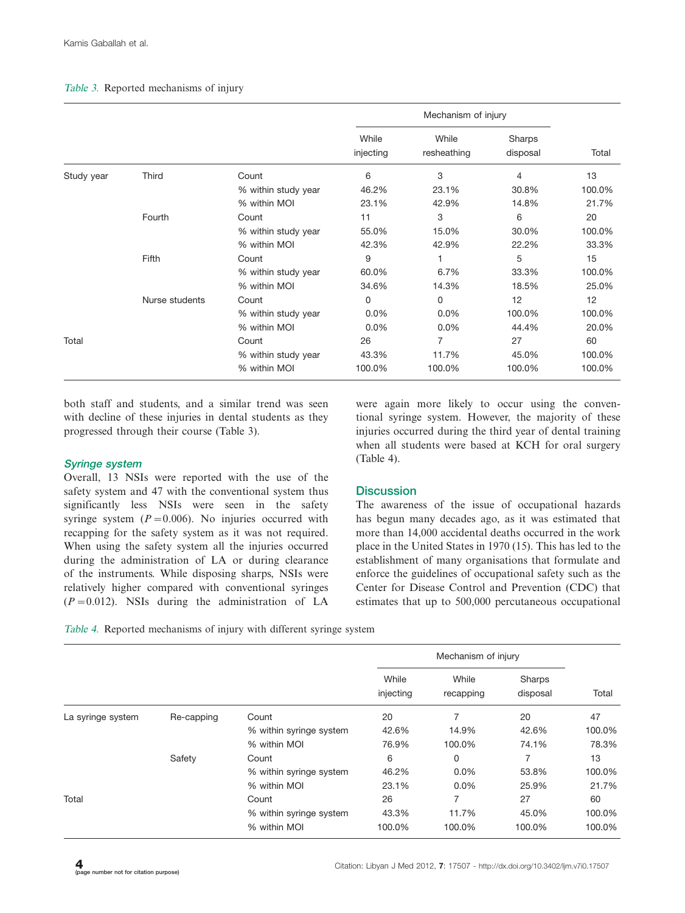Table 3. Reported mechanisms of injury

| | | | Mechanism of injury | | | |
|---|---|---|---|---|---|---|
| | | | While injecting | While resheathing | Sharps disposal | Total |
| Study year | Third | Count | 6 | 3 | 4 | 13 |
| | | % within study year | 46.2% | 23.1% | 30.8% | 100.0% |
| | | % within MOI | 23.1% | 42.9% | 14.8% | 21.7% |
| | Fourth | Count | 11 | 3 | 6 | 20 |
| | | % within study year | 55.0% | 15.0% | 30.0% | 100.0% |
| | | % within MOI | 42.3% | 42.9% | 22.2% | 33.3% |
| | Fifth | Count | 9 | 1 | 5 | 15 |
| | | % within study year | 60.0% | 6.7% | 33.3% | 100.0% |
| | | % within MOI | 34.6% | 14.3% | 18.5% | 25.0% |
| | Nurse students | Count | 0 | 0 | 12 | 12 |
| | | % within study year | 0.0% | 0.0% | 100.0% | 100.0% |
| | | % within MOI | 0.0% | 0.0% | 44.4% | 20.0% |
| Total | | Count | 26 | 7 | 27 | 60 |
| | | % within study year | 43.3% | 11.7% | 45.0% | 100.0% |
| | | % within MOI | 100.0% | 100.0% | 100.0% | 100.0% |

both staff and students, and a similar trend was seen with decline of these injuries in dental students as they progressed through their course (Table 3).

### Syringe system

Overall, 13 NSIs were reported with the use of the safety system and 47 with the conventional system thus significantly less NSIs were seen in the safety syringe system ($P = 0.006$). No injuries occurred with recapping for the safety system as it was not required. When using the safety system all the injuries occurred during the administration of LA or during clearance of the instruments. While disposing sharps, NSIs were relatively higher compared with conventional syringes ($P = 0.012$). NSIs during the administration of LA were again more likely to occur using the conventional syringe system. However, the majority of these injuries occurred during the third year of dental training when all students were based at KCH for oral surgery (Table 4).

## Discussion

The awareness of the issue of occupational hazards has begun many decades ago, as it was estimated that more than 14,000 accidental deaths occurred in the work place in the United States in 1970 (15). This has led to the establishment of many organisations that formulate and enforce the guidelines of occupational safety such as the Center for Disease Control and Prevention (CDC) that estimates that up to 500,000 percutaneous occupational

Table 4. Reported mechanisms of injury with different syringe system

| | | | Mechanism of injury | | | |
|---|---|---|---|---|---|---|
| | | | While injecting | While recapping | Sharps disposal | Total |
| La syringe system | Re-capping | Count | 20 | 7 | 20 | 47 |
| | | % within syringe system | 42.6% | 14.9% | 42.6% | 100.0% |
| | | % within MOI | 76.9% | 100.0% | 74.1% | 78.3% |
| | Safety | Count | 6 | 0 | 7 | 13 |
| | | % within syringe system | 46.2% | 0.0% | 53.8% | 100.0% |
| | | % within MOI | 23.1% | 0.0% | 25.9% | 21.7% |
| Total | | Count | 26 | 7 | 27 | 60 |
| | | % within syringe system | 43.3% | 11.7% | 45.0% | 100.0% |
| | | % within MOI | 100.0% | 100.0% | 100.0% | 100.0% |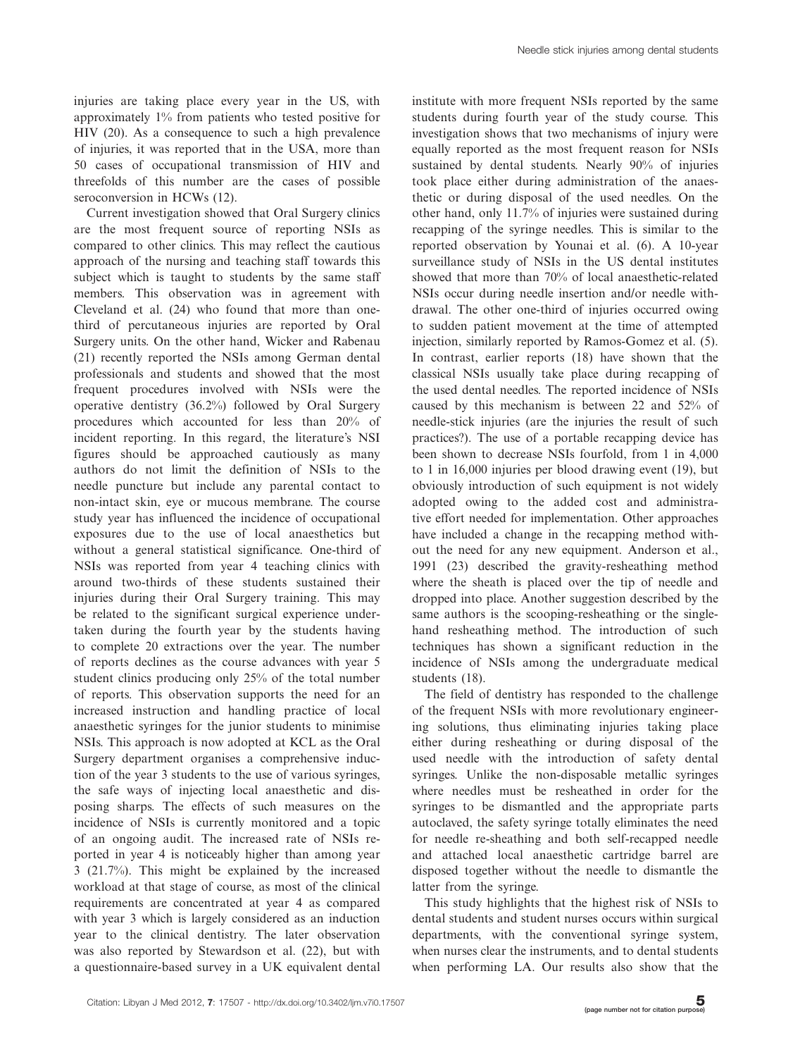injuries are taking place every year in the US, with approximately 1% from patients who tested positive for HIV (20). As a consequence to such a high prevalence of injuries, it was reported that in the USA, more than 50 cases of occupational transmission of HIV and threefolds of this number are the cases of possible seroconversion in HCWs (12).

Current investigation showed that Oral Surgery clinics are the most frequent source of reporting NSIs as compared to other clinics. This may reflect the cautious approach of the nursing and teaching staff towards this subject which is taught to students by the same staff members. This observation was in agreement with Cleveland et al. (24) who found that more than one-third of percutaneous injuries are reported by Oral Surgery units. On the other hand, Wicker and Rabenau (21) recently reported the NSIs among German dental professionals and students and showed that the most frequent procedures involved with NSIs were the operative dentistry (36.2%) followed by Oral Surgery procedures which accounted for less than 20% of incident reporting. In this regard, the literature's NSI figures should be approached cautiously as many authors do not limit the definition of NSIs to the needle puncture but include any parental contact to non-intact skin, eye or mucous membrane. The course study year has influenced the incidence of occupational exposures due to the use of local anaesthetics but without a general statistical significance. One-third of NSIs was reported from year 4 teaching clinics with around two-thirds of these students sustained their injuries during their Oral Surgery training. This may be related to the significant surgical experience undertaken during the fourth year by the students having to complete 20 extractions over the year. The number of reports declines as the course advances with year 5 student clinics producing only 25% of the total number of reports. This observation supports the need for an increased instruction and handling practice of local anaesthetic syringes for the junior students to minimise NSIs. This approach is now adopted at KCL as the Oral Surgery department organises a comprehensive induction of the year 3 students to the use of various syringes, the safe ways of injecting local anaesthetic and disposing sharps. The effects of such measures on the incidence of NSIs is currently monitored and a topic of an ongoing audit. The increased rate of NSIs reported in year 4 is noticeably higher than among year 3 (21.7%). This might be explained by the increased workload at that stage of course, as most of the clinical requirements are concentrated at year 4 as compared with year 3 which is largely considered as an induction year to the clinical dentistry. The later observation was also reported by Stewardson et al. (22), but with a questionnaire-based survey in a UK equivalent dental institute with more frequent NSIs reported by the same students during fourth year of the study course. This investigation shows that two mechanisms of injury were equally reported as the most frequent reason for NSIs sustained by dental students. Nearly 90% of injuries took place either during administration of the anaesthetic or during disposal of the used needles. On the other hand, only 11.7% of injuries were sustained during recapping of the syringe needles. This is similar to the reported observation by Younai et al. (6). A 10-year surveillance study of NSIs in the US dental institutes showed that more than 70% of local anaesthetic-related NSIs occur during needle insertion and/or needle withdrawal. The other one-third of injuries occurred owing to sudden patient movement at the time of attempted injection, similarly reported by Ramos-Gomez et al. (5). In contrast, earlier reports (18) have shown that the classical NSIs usually take place during recapping of the used dental needles. The reported incidence of NSIs caused by this mechanism is between 22 and 52% of needle-stick injuries (are the injuries the result of such practices?). The use of a portable recapping device has been shown to decrease NSIs fourfold, from 1 in 4,000 to 1 in 16,000 injuries per blood drawing event (19), but obviously introduction of such equipment is not widely adopted owing to the added cost and administrative effort needed for implementation. Other approaches have included a change in the recapping method without the need for any new equipment. Anderson et al., 1991 (23) described the gravity-resheathing method where the sheath is placed over the tip of needle and dropped into place. Another suggestion described by the same authors is the scooping-resheathing or the single-hand resheathing method. The introduction of such techniques has shown a significant reduction in the incidence of NSIs among the undergraduate medical students (18).

The field of dentistry has responded to the challenge of the frequent NSIs with more revolutionary engineering solutions, thus eliminating injuries taking place either during resheathing or during disposal of the used needle with the introduction of safety dental syringes. Unlike the non-disposable metallic syringes where needles must be resheathed in order for the syringes to be dismantled and the appropriate parts autoclaved, the safety syringe totally eliminates the need for needle re-sheathing and both self-recapped needle and attached local anaesthetic cartridge barrel are disposed together without the needle to dismantle the latter from the syringe.

This study highlights that the highest risk of NSIs to dental students and student nurses occurs within surgical departments, with the conventional syringe system, when nurses clear the instruments, and to dental students when performing LA. Our results also show that the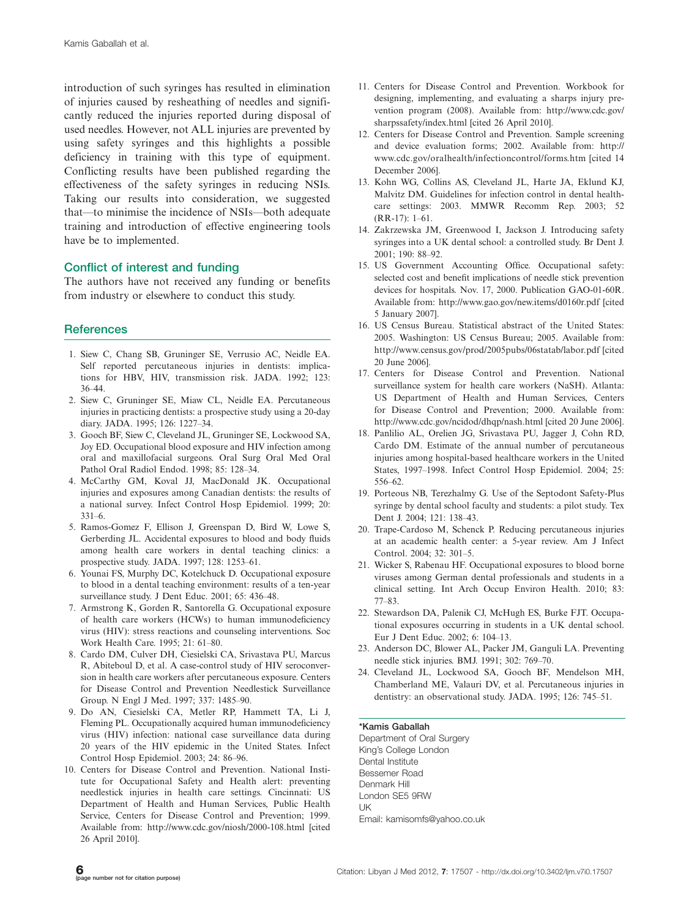introduction of such syringes has resulted in elimination of injuries caused by resheathing of needles and significantly reduced the injuries reported during disposal of used needles. However, not ALL injuries are prevented by using safety syringes and this highlights a possible deficiency in training with this type of equipment. Conflicting results have been published regarding the effectiveness of the safety syringes in reducing NSIs. Taking our results into consideration, we suggested that—to minimise the incidence of NSIs—both adequate training and introduction of effective engineering tools have be to implemented.

## Conflict of interest and funding

The authors have not received any funding or benefits from industry or elsewhere to conduct this study.

## References

1. Siew C, Chang SB, Gruninger SE, Verrusio AC, Neidle EA. Self reported percutaneous injuries in dentists: implications for HBV, HIV, transmission risk. JADA. 1992; 123: 36–44.
2. Siew C, Gruninger SE, Miaw CL, Neidle EA. Percutaneous injuries in practicing dentists: a prospective study using a 20-day diary. JADA. 1995; 126: 1227–34.
3. Gooch BF, Siew C, Cleveland JL, Gruninger SE, Lockwood SA, Joy ED. Occupational blood exposure and HIV infection among oral and maxillofacial surgeons. Oral Surg Oral Med Oral Pathol Oral Radiol Endod. 1998; 85: 128–34.
4. McCarthy GM, Koval JJ, MacDonald JK. Occupational injuries and exposures among Canadian dentists: the results of a national survey. Infect Control Hosp Epidemiol. 1999; 20: 331–6.
5. Ramos-Gomez F, Ellison J, Greenspan D, Bird W, Lowe S, Gerberding JL. Accidental exposures to blood and body fluids among health care workers in dental teaching clinics: a prospective study. JADA. 1997; 128: 1253–61.
6. Younai FS, Murphy DC, Kotelchuck D. Occupational exposure to blood in a dental teaching environment: results of a ten-year surveillance study. J Dent Educ. 2001; 65: 436–48.
7. Armstrong K, Gorden R, Santorella G. Occupational exposure of health care workers (HCWs) to human immunodeficiency virus (HIV): stress reactions and counseling interventions. Soc Work Health Care. 1995; 21: 61–80.
8. Cardo DM, Culver DH, Ciesielski CA, Srivastava PU, Marcus R, Abiteboul D, et al. A case-control study of HIV seroconversion in health care workers after percutaneous exposure. Centers for Disease Control and Prevention Needlestick Surveillance Group. N Engl J Med. 1997; 337: 1485–90.
9. Do AN, Ciesielski CA, Metler RP, Hammett TA, Li J, Fleming PL. Occupationally acquired human immunodeficiency virus (HIV) infection: national case surveillance data during 20 years of the HIV epidemic in the United States. Infect Control Hosp Epidemiol. 2003; 24: 86–96.
10. Centers for Disease Control and Prevention. National Institute for Occupational Safety and Health alert: preventing needlestick injuries in health care settings. Cincinnati: US Department of Health and Human Services, Public Health Service, Centers for Disease Control and Prevention; 1999. Available from: http://www.cdc.gov/niosh/2000-108.html [cited 26 April 2010].
11. Centers for Disease Control and Prevention. Workbook for designing, implementing, and evaluating a sharps injury prevention program (2008). Available from: http://www.cdc.gov/sharpssafety/index.html [cited 26 April 2010].
12. Centers for Disease Control and Prevention. Sample screening and device evaluation forms; 2002. Available from: http://www.cdc.gov/oralhealth/infectioncontrol/forms.htm [cited 14 December 2006].
13. Kohn WG, Collins AS, Cleveland JL, Harte JA, Eklund KJ, Malvitz DM. Guidelines for infection control in dental health-care settings: 2003. MMWR Recomm Rep. 2003; 52 (RR-17): 1–61.
14. Zakrzewska JM, Greenwood I, Jackson J. Introducing safety syringes into a UK dental school: a controlled study. Br Dent J. 2001; 190: 88–92.
15. US Government Accounting Office. Occupational safety: selected cost and benefit implications of needle stick prevention devices for hospitals. Nov. 17, 2000. Publication GAO-01-60R. Available from: http://www.gao.gov/new.items/d0160r.pdf [cited 5 January 2007].
16. US Census Bureau. Statistical abstract of the United States: 2005. Washington: US Census Bureau; 2005. Available from: http://www.census.gov/prod/2005pubs/06statab/labor.pdf [cited 20 June 2006].
17. Centers for Disease Control and Prevention. National surveillance system for health care workers (NaSH). Atlanta: US Department of Health and Human Services, Centers for Disease Control and Prevention; 2000. Available from: http://www.cdc.gov/ncidod/dhqp/nash.html [cited 20 June 2006].
18. Panlilio AL, Orelien JG, Srivastava PU, Jagger J, Cohn RD, Cardo DM. Estimate of the annual number of percutaneous injuries among hospital-based healthcare workers in the United States, 1997–1998. Infect Control Hosp Epidemiol. 2004; 25: 556–62.
19. Porteous NB, Terezhalmy G. Use of the Septodont Safety-Plus syringe by dental school faculty and students: a pilot study. Tex Dent J. 2004; 121: 138–43.
20. Trape-Cardoso M, Schenck P. Reducing percutaneous injuries at an academic health center: a 5-year review. Am J Infect Control. 2004; 32: 301–5.
21. Wicker S, Rabenau HF. Occupational exposures to blood borne viruses among German dental professionals and students in a clinical setting. Int Arch Occup Environ Health. 2010; 83: 77–83.
22. Stewardson DA, Palenik CJ, McHugh ES, Burke FJT. Occupational exposures occurring in students in a UK dental school. Eur J Dent Educ. 2002; 6: 104–13.
23. Anderson DC, Blower AL, Packer JM, Ganguli LA. Preventing needle stick injuries. BMJ. 1991; 302: 769–70.
24. Cleveland JL, Lockwood SA, Gooch BF, Mendelson MH, Chamberland ME, Valauri DV, et al. Percutaneous injuries in dentistry: an observational study. JADA. 1995; 126: 745–51.

**\*Kamis Gaballah**
Department of Oral Surgery
King's College London
Dental Institute
Bessemer Road
Denmark Hill
London SE5 9RW
UK
Email: kamisomfs@yahoo.co.uk